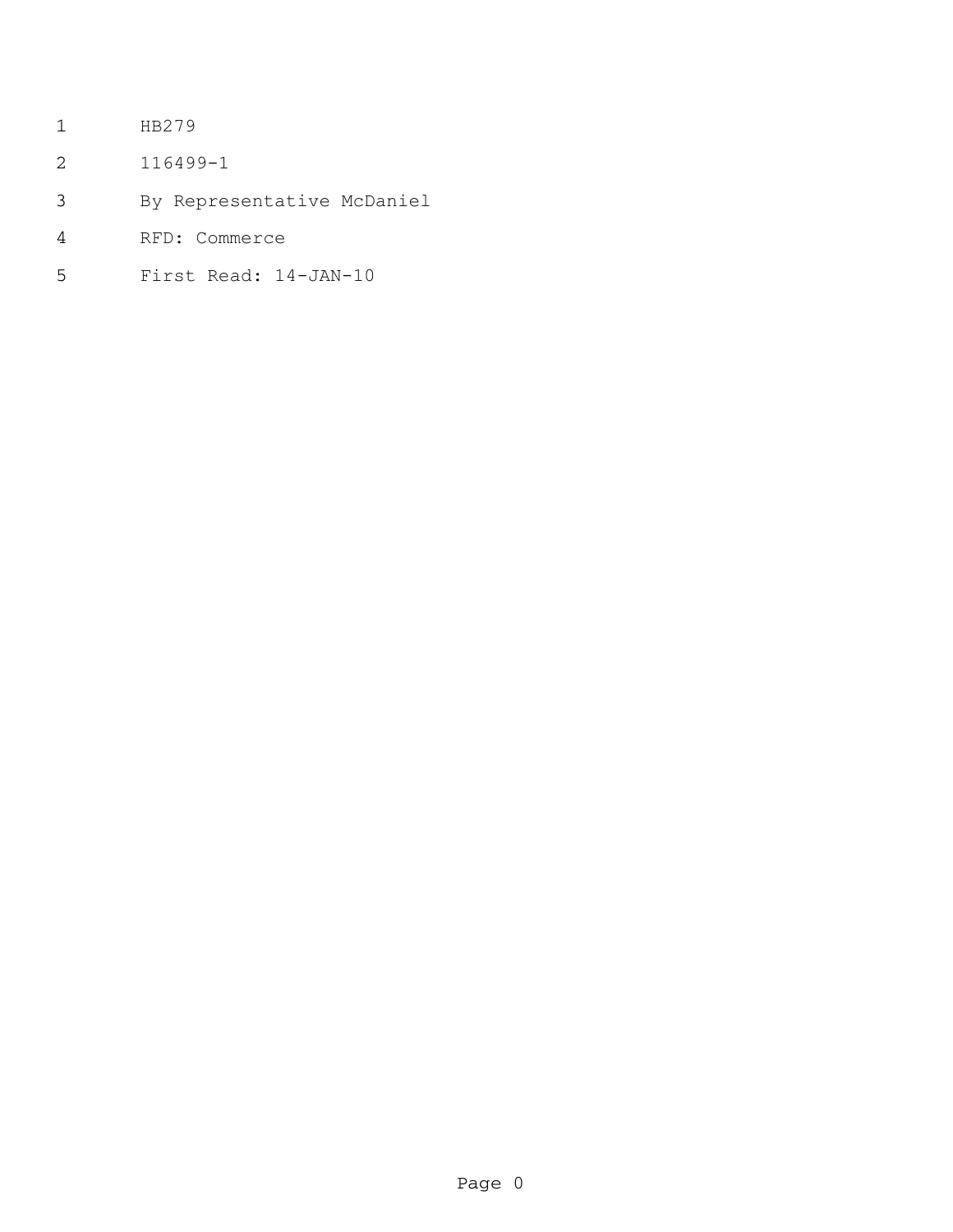HB279

116499-1

By Representative McDaniel

RFD: Commerce

First Read: 14-JAN-10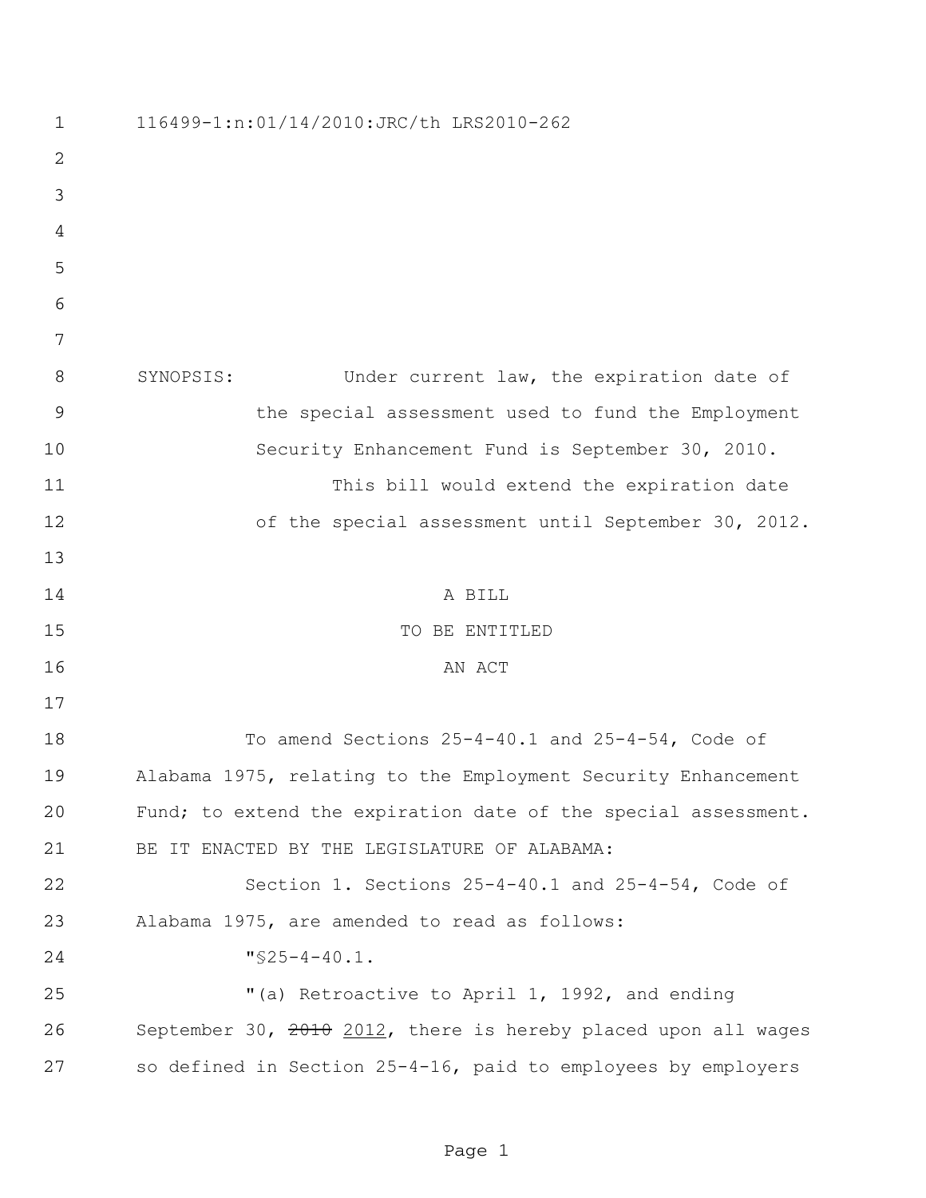116499-1:n:01/14/2010:JRC/th LRS2010-262

SYNOPSIS: Under current law, the expiration date of the special assessment used to fund the Employment Security Enhancement Fund is September 30, 2010.

This bill would extend the expiration date of the special assessment until September 30, 2012.

A BILL

TO BE ENTITLED

AN ACT

To amend Sections 25-4-40.1 and 25-4-54, Code of Alabama 1975, relating to the Employment Security Enhancement Fund; to extend the expiration date of the special assessment.

BE IT ENACTED BY THE LEGISLATURE OF ALABAMA:

Section 1. Sections 25-4-40.1 and 25-4-54, Code of Alabama 1975, are amended to read as follows:

"§25-4-40.1.

"(a) Retroactive to April 1, 1992, and ending September 30, ~~2010~~ 2012, there is hereby placed upon all wages so defined in Section 25-4-16, paid to employees by employers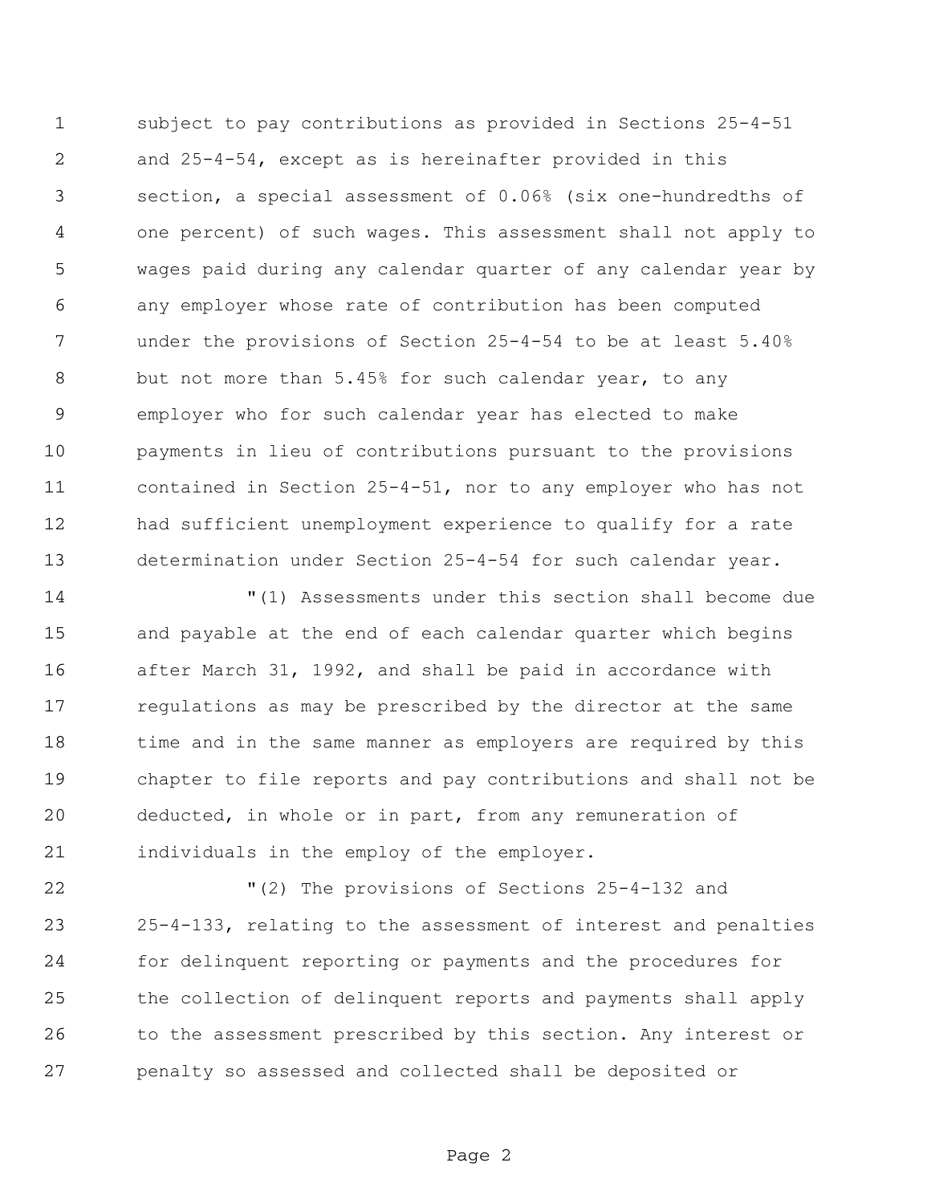subject to pay contributions as provided in Sections 25-4-51 and 25-4-54, except as is hereinafter provided in this section, a special assessment of 0.06% (six one-hundredths of one percent) of such wages. This assessment shall not apply to wages paid during any calendar quarter of any calendar year by any employer whose rate of contribution has been computed under the provisions of Section 25-4-54 to be at least 5.40% but not more than 5.45% for such calendar year, to any employer who for such calendar year has elected to make payments in lieu of contributions pursuant to the provisions contained in Section 25-4-51, nor to any employer who has not had sufficient unemployment experience to qualify for a rate determination under Section 25-4-54 for such calendar year.

"(1) Assessments under this section shall become due and payable at the end of each calendar quarter which begins after March 31, 1992, and shall be paid in accordance with regulations as may be prescribed by the director at the same time and in the same manner as employers are required by this chapter to file reports and pay contributions and shall not be deducted, in whole or in part, from any remuneration of individuals in the employ of the employer.

"(2) The provisions of Sections 25-4-132 and 25-4-133, relating to the assessment of interest and penalties for delinquent reporting or payments and the procedures for the collection of delinquent reports and payments shall apply to the assessment prescribed by this section. Any interest or penalty so assessed and collected shall be deposited or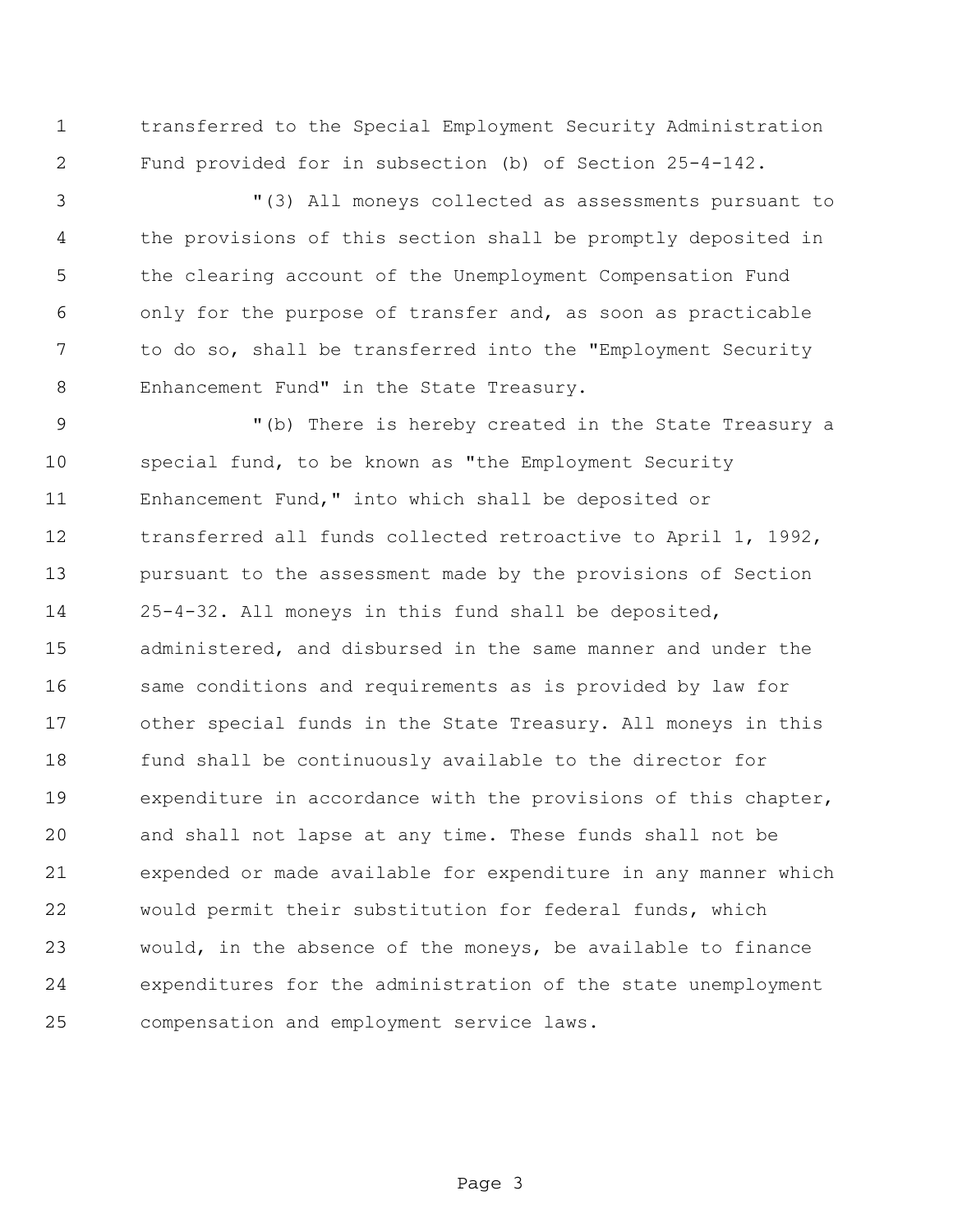transferred to the Special Employment Security Administration Fund provided for in subsection (b) of Section 25-4-142.

"(3) All moneys collected as assessments pursuant to the provisions of this section shall be promptly deposited in the clearing account of the Unemployment Compensation Fund only for the purpose of transfer and, as soon as practicable to do so, shall be transferred into the "Employment Security Enhancement Fund" in the State Treasury.

"(b) There is hereby created in the State Treasury a special fund, to be known as "the Employment Security Enhancement Fund," into which shall be deposited or transferred all funds collected retroactive to April 1, 1992, pursuant to the assessment made by the provisions of Section 25-4-32. All moneys in this fund shall be deposited, administered, and disbursed in the same manner and under the same conditions and requirements as is provided by law for other special funds in the State Treasury. All moneys in this fund shall be continuously available to the director for expenditure in accordance with the provisions of this chapter, and shall not lapse at any time. These funds shall not be expended or made available for expenditure in any manner which would permit their substitution for federal funds, which would, in the absence of the moneys, be available to finance expenditures for the administration of the state unemployment compensation and employment service laws.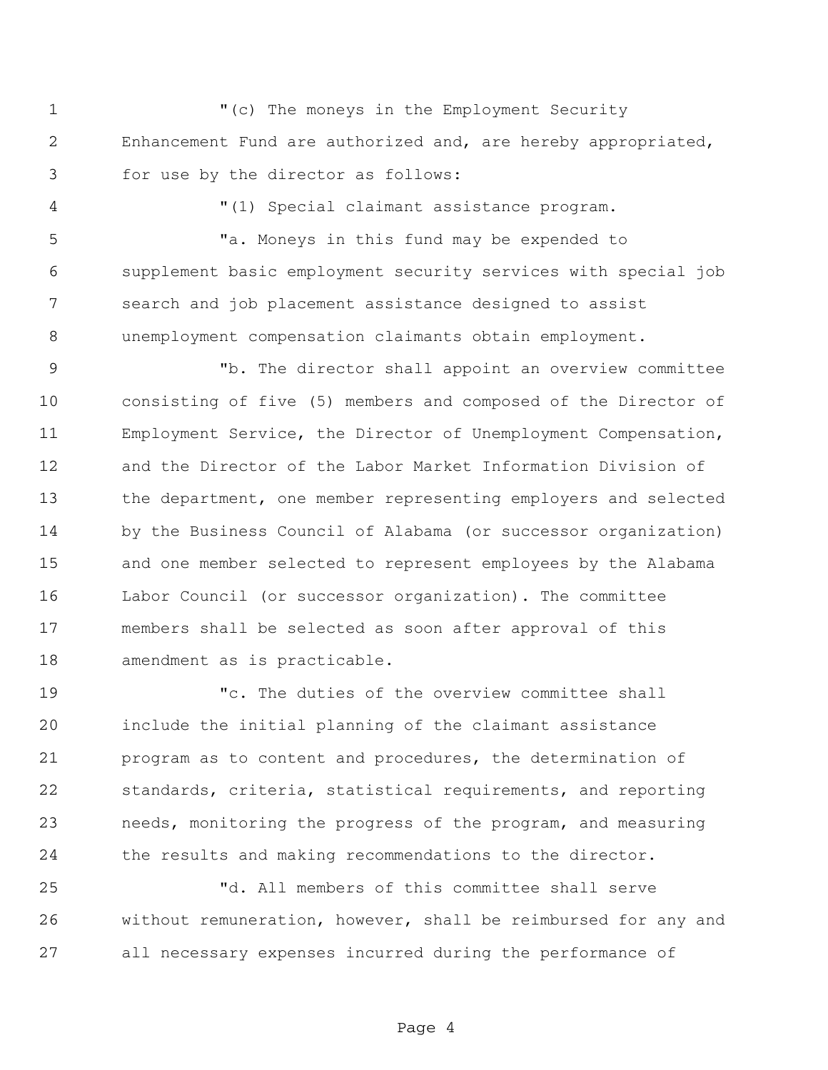"(c) The moneys in the Employment Security Enhancement Fund are authorized and, are hereby appropriated, for use by the director as follows:

"(1) Special claimant assistance program.

"a. Moneys in this fund may be expended to supplement basic employment security services with special job search and job placement assistance designed to assist unemployment compensation claimants obtain employment.

"b. The director shall appoint an overview committee consisting of five (5) members and composed of the Director of Employment Service, the Director of Unemployment Compensation, and the Director of the Labor Market Information Division of the department, one member representing employers and selected by the Business Council of Alabama (or successor organization) and one member selected to represent employees by the Alabama Labor Council (or successor organization). The committee members shall be selected as soon after approval of this amendment as is practicable.

"c. The duties of the overview committee shall include the initial planning of the claimant assistance program as to content and procedures, the determination of standards, criteria, statistical requirements, and reporting needs, monitoring the progress of the program, and measuring the results and making recommendations to the director.

"d. All members of this committee shall serve without remuneration, however, shall be reimbursed for any and all necessary expenses incurred during the performance of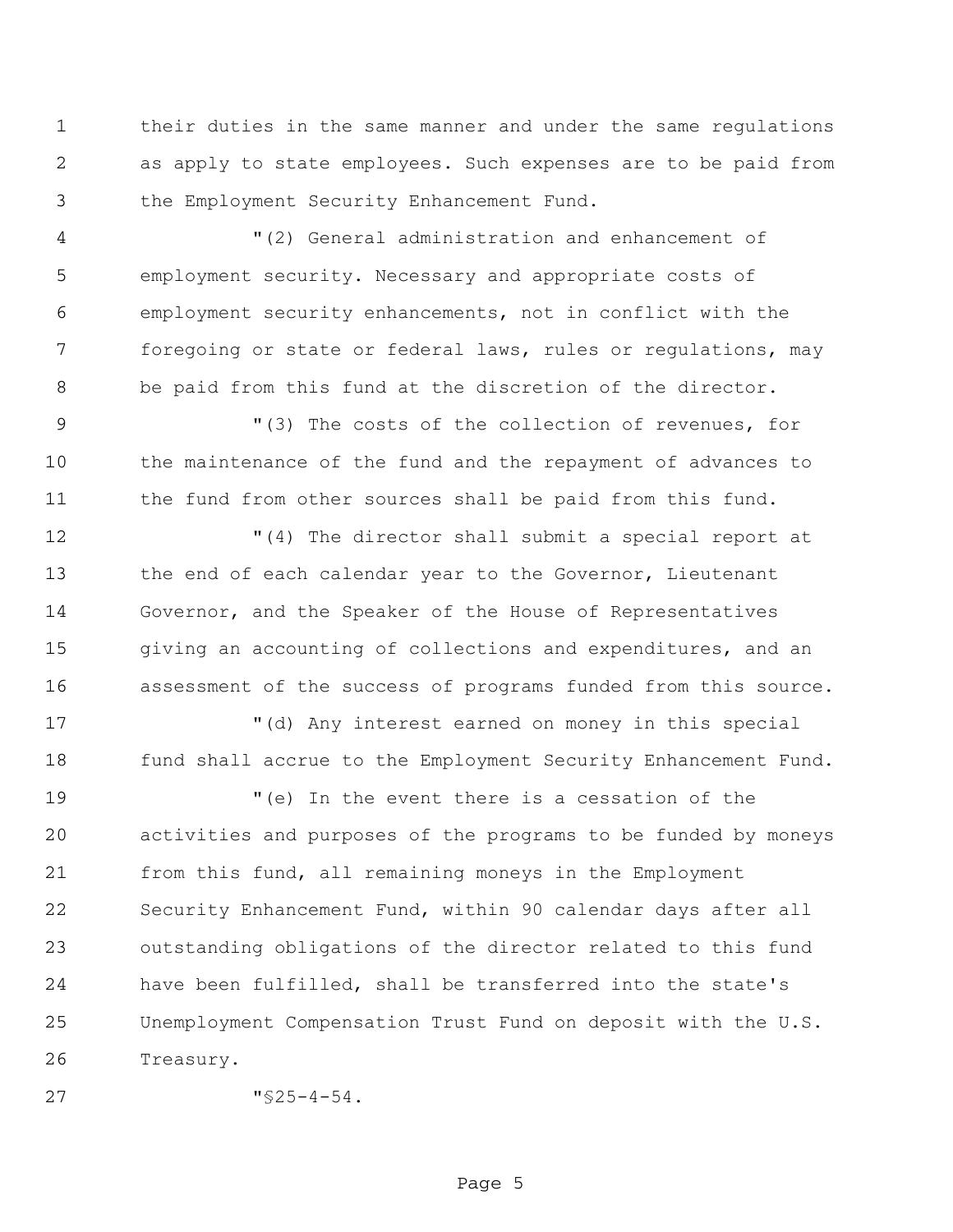their duties in the same manner and under the same regulations as apply to state employees. Such expenses are to be paid from the Employment Security Enhancement Fund.

"(2) General administration and enhancement of employment security. Necessary and appropriate costs of employment security enhancements, not in conflict with the foregoing or state or federal laws, rules or regulations, may be paid from this fund at the discretion of the director.

"(3) The costs of the collection of revenues, for the maintenance of the fund and the repayment of advances to the fund from other sources shall be paid from this fund.

"(4) The director shall submit a special report at the end of each calendar year to the Governor, Lieutenant Governor, and the Speaker of the House of Representatives giving an accounting of collections and expenditures, and an assessment of the success of programs funded from this source.

"(d) Any interest earned on money in this special fund shall accrue to the Employment Security Enhancement Fund.

"(e) In the event there is a cessation of the activities and purposes of the programs to be funded by moneys from this fund, all remaining moneys in the Employment Security Enhancement Fund, within 90 calendar days after all outstanding obligations of the director related to this fund have been fulfilled, shall be transferred into the state's Unemployment Compensation Trust Fund on deposit with the U.S. Treasury.

"§25-4-54.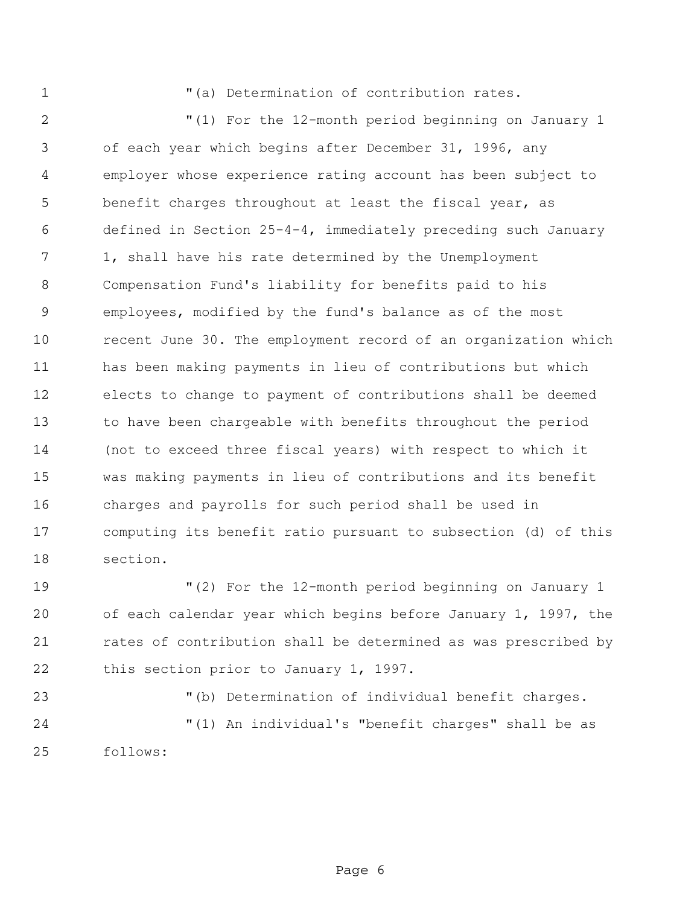"(a) Determination of contribution rates.

"(1) For the 12-month period beginning on January 1 of each year which begins after December 31, 1996, any employer whose experience rating account has been subject to benefit charges throughout at least the fiscal year, as defined in Section 25-4-4, immediately preceding such January 1, shall have his rate determined by the Unemployment Compensation Fund's liability for benefits paid to his employees, modified by the fund's balance as of the most recent June 30. The employment record of an organization which has been making payments in lieu of contributions but which elects to change to payment of contributions shall be deemed to have been chargeable with benefits throughout the period (not to exceed three fiscal years) with respect to which it was making payments in lieu of contributions and its benefit charges and payrolls for such period shall be used in computing its benefit ratio pursuant to subsection (d) of this section.

"(2) For the 12-month period beginning on January 1 of each calendar year which begins before January 1, 1997, the rates of contribution shall be determined as was prescribed by this section prior to January 1, 1997.

"(b) Determination of individual benefit charges.

"(1) An individual's "benefit charges" shall be as follows: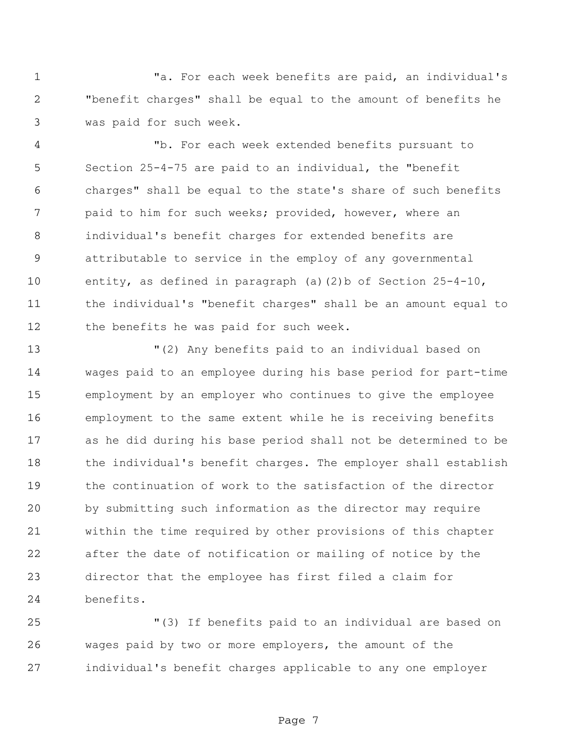"a. For each week benefits are paid, an individual's "benefit charges" shall be equal to the amount of benefits he was paid for such week.

"b. For each week extended benefits pursuant to Section 25-4-75 are paid to an individual, the "benefit charges" shall be equal to the state's share of such benefits paid to him for such weeks; provided, however, where an individual's benefit charges for extended benefits are attributable to service in the employ of any governmental entity, as defined in paragraph (a)(2)b of Section 25-4-10, the individual's "benefit charges" shall be an amount equal to the benefits he was paid for such week.

"(2) Any benefits paid to an individual based on wages paid to an employee during his base period for part-time employment by an employer who continues to give the employee employment to the same extent while he is receiving benefits as he did during his base period shall not be determined to be the individual's benefit charges. The employer shall establish the continuation of work to the satisfaction of the director by submitting such information as the director may require within the time required by other provisions of this chapter after the date of notification or mailing of notice by the director that the employee has first filed a claim for benefits.

"(3) If benefits paid to an individual are based on wages paid by two or more employers, the amount of the individual's benefit charges applicable to any one employer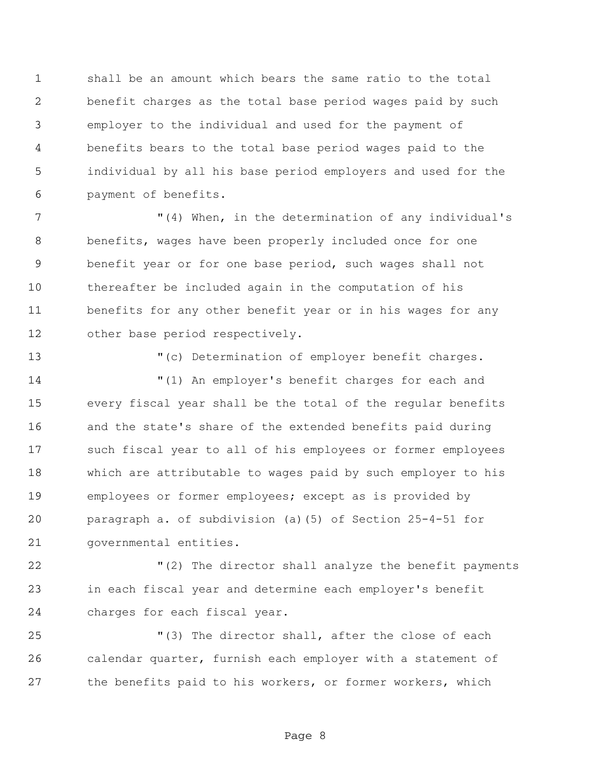shall be an amount which bears the same ratio to the total benefit charges as the total base period wages paid by such employer to the individual and used for the payment of benefits bears to the total base period wages paid to the individual by all his base period employers and used for the payment of benefits.

"(4) When, in the determination of any individual's benefits, wages have been properly included once for one benefit year or for one base period, such wages shall not thereafter be included again in the computation of his benefits for any other benefit year or in his wages for any other base period respectively.

"(c) Determination of employer benefit charges.

"(1) An employer's benefit charges for each and every fiscal year shall be the total of the regular benefits and the state's share of the extended benefits paid during such fiscal year to all of his employees or former employees which are attributable to wages paid by such employer to his employees or former employees; except as is provided by paragraph a. of subdivision (a)(5) of Section 25-4-51 for governmental entities.

"(2) The director shall analyze the benefit payments in each fiscal year and determine each employer's benefit charges for each fiscal year.

"(3) The director shall, after the close of each calendar quarter, furnish each employer with a statement of the benefits paid to his workers, or former workers, which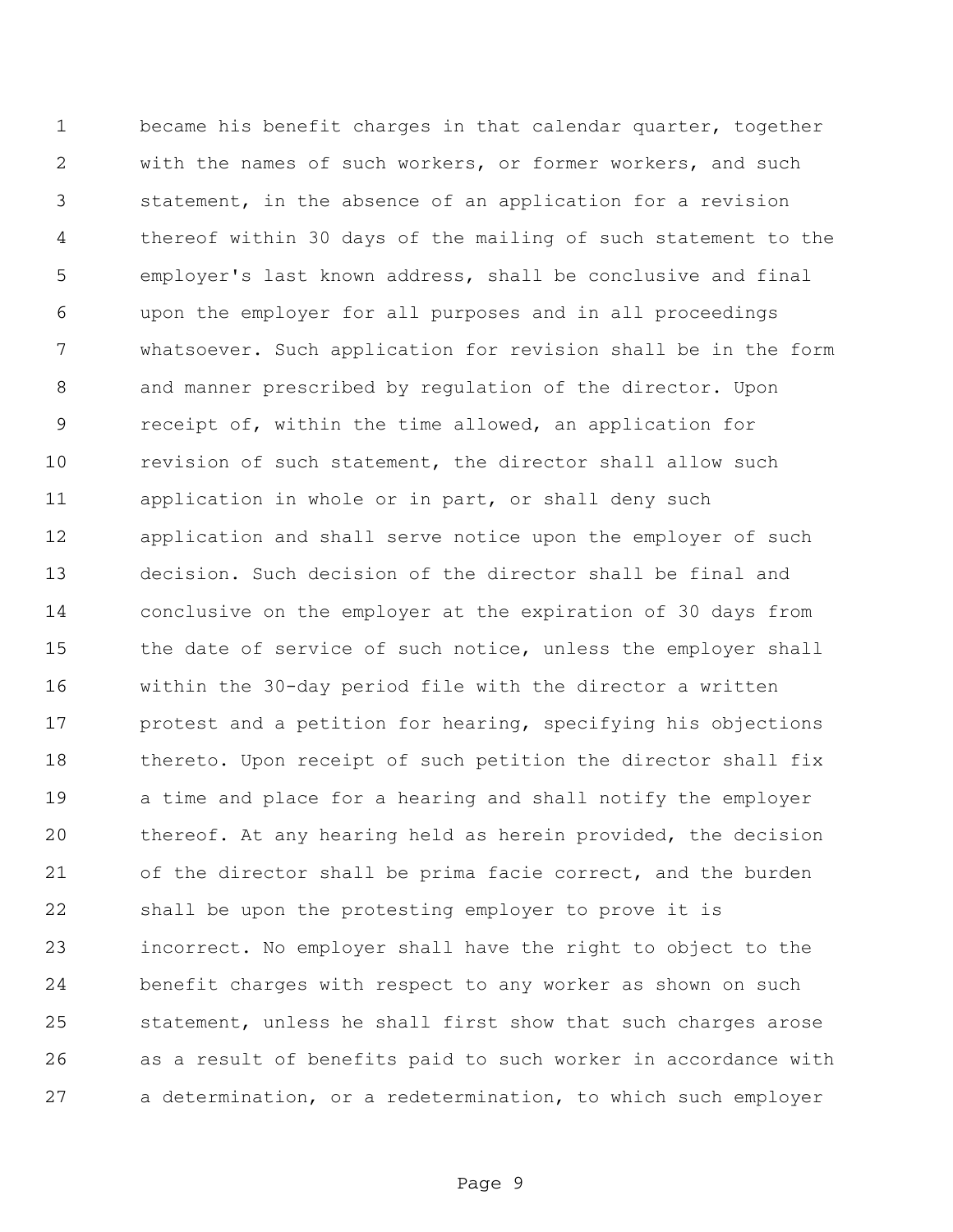became his benefit charges in that calendar quarter, together with the names of such workers, or former workers, and such statement, in the absence of an application for a revision thereof within 30 days of the mailing of such statement to the employer's last known address, shall be conclusive and final upon the employer for all purposes and in all proceedings whatsoever. Such application for revision shall be in the form and manner prescribed by regulation of the director. Upon receipt of, within the time allowed, an application for revision of such statement, the director shall allow such application in whole or in part, or shall deny such application and shall serve notice upon the employer of such decision. Such decision of the director shall be final and conclusive on the employer at the expiration of 30 days from the date of service of such notice, unless the employer shall within the 30-day period file with the director a written protest and a petition for hearing, specifying his objections thereto. Upon receipt of such petition the director shall fix a time and place for a hearing and shall notify the employer thereof. At any hearing held as herein provided, the decision of the director shall be prima facie correct, and the burden shall be upon the protesting employer to prove it is incorrect. No employer shall have the right to object to the benefit charges with respect to any worker as shown on such statement, unless he shall first show that such charges arose as a result of benefits paid to such worker in accordance with a determination, or a redetermination, to which such employer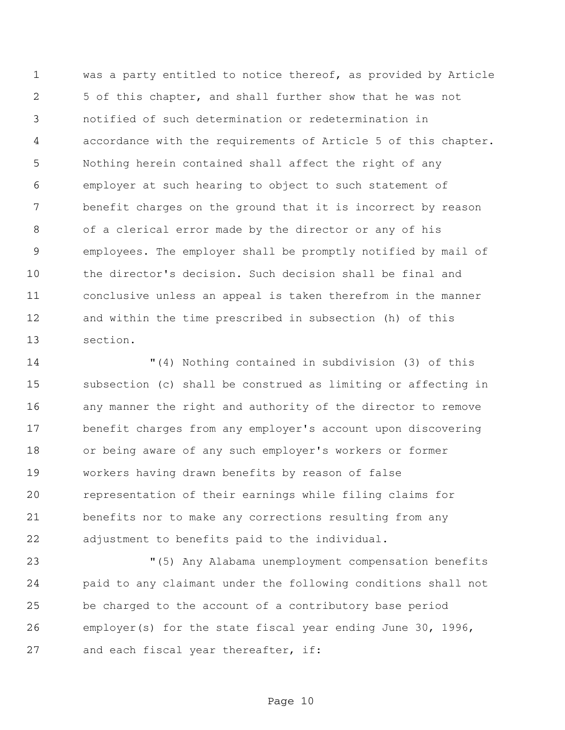was a party entitled to notice thereof, as provided by Article 5 of this chapter, and shall further show that he was not notified of such determination or redetermination in accordance with the requirements of Article 5 of this chapter. Nothing herein contained shall affect the right of any employer at such hearing to object to such statement of benefit charges on the ground that it is incorrect by reason of a clerical error made by the director or any of his employees. The employer shall be promptly notified by mail of the director's decision. Such decision shall be final and conclusive unless an appeal is taken therefrom in the manner and within the time prescribed in subsection (h) of this section.

"(4) Nothing contained in subdivision (3) of this subsection (c) shall be construed as limiting or affecting in any manner the right and authority of the director to remove benefit charges from any employer's account upon discovering or being aware of any such employer's workers or former workers having drawn benefits by reason of false representation of their earnings while filing claims for benefits nor to make any corrections resulting from any adjustment to benefits paid to the individual.

"(5) Any Alabama unemployment compensation benefits paid to any claimant under the following conditions shall not be charged to the account of a contributory base period employer(s) for the state fiscal year ending June 30, 1996, and each fiscal year thereafter, if: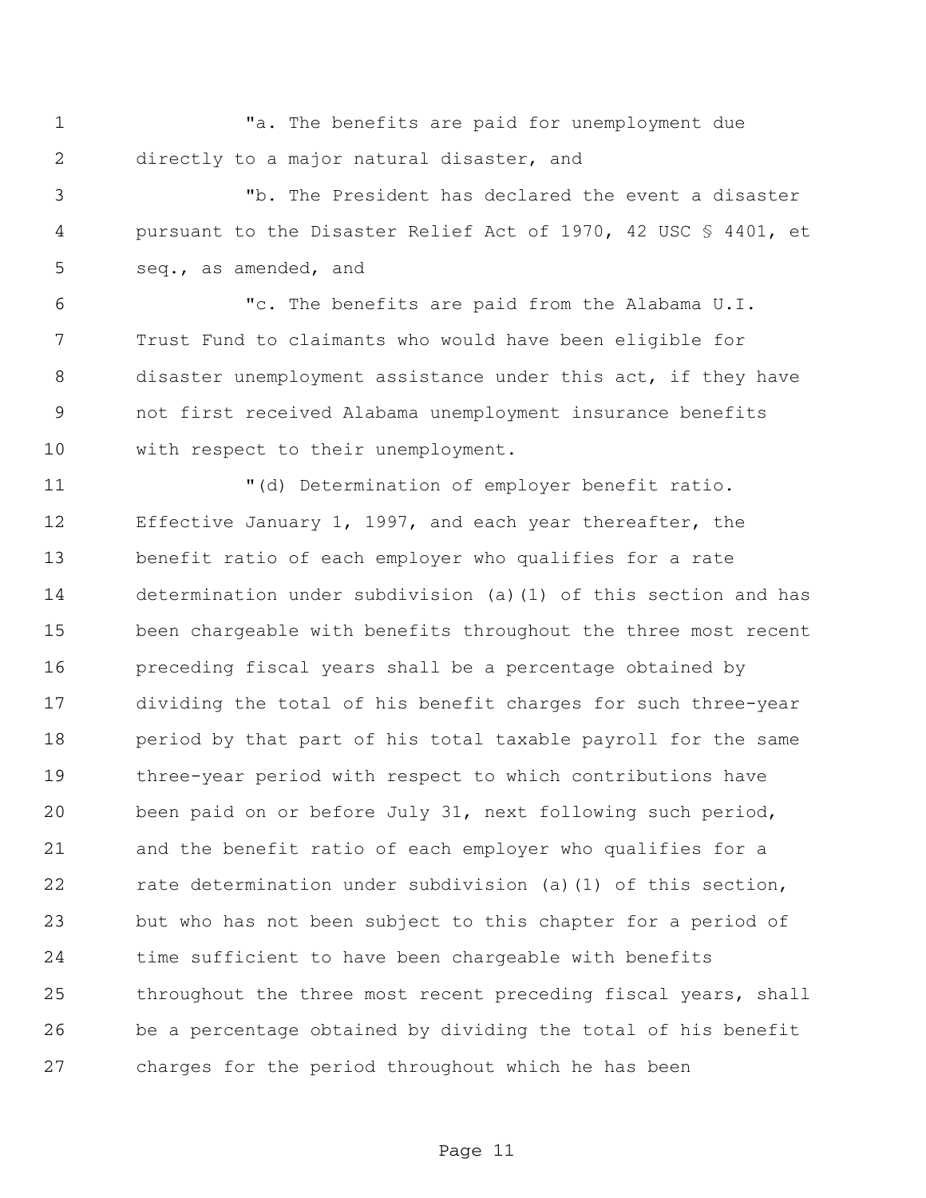"a. The benefits are paid for unemployment due directly to a major natural disaster, and

"b. The President has declared the event a disaster pursuant to the Disaster Relief Act of 1970, 42 USC § 4401, et seq., as amended, and

"c. The benefits are paid from the Alabama U.I. Trust Fund to claimants who would have been eligible for disaster unemployment assistance under this act, if they have not first received Alabama unemployment insurance benefits with respect to their unemployment.

"(d) Determination of employer benefit ratio. Effective January 1, 1997, and each year thereafter, the benefit ratio of each employer who qualifies for a rate determination under subdivision (a)(1) of this section and has been chargeable with benefits throughout the three most recent preceding fiscal years shall be a percentage obtained by dividing the total of his benefit charges for such three-year period by that part of his total taxable payroll for the same three-year period with respect to which contributions have been paid on or before July 31, next following such period, and the benefit ratio of each employer who qualifies for a rate determination under subdivision (a)(1) of this section, but who has not been subject to this chapter for a period of time sufficient to have been chargeable with benefits throughout the three most recent preceding fiscal years, shall be a percentage obtained by dividing the total of his benefit charges for the period throughout which he has been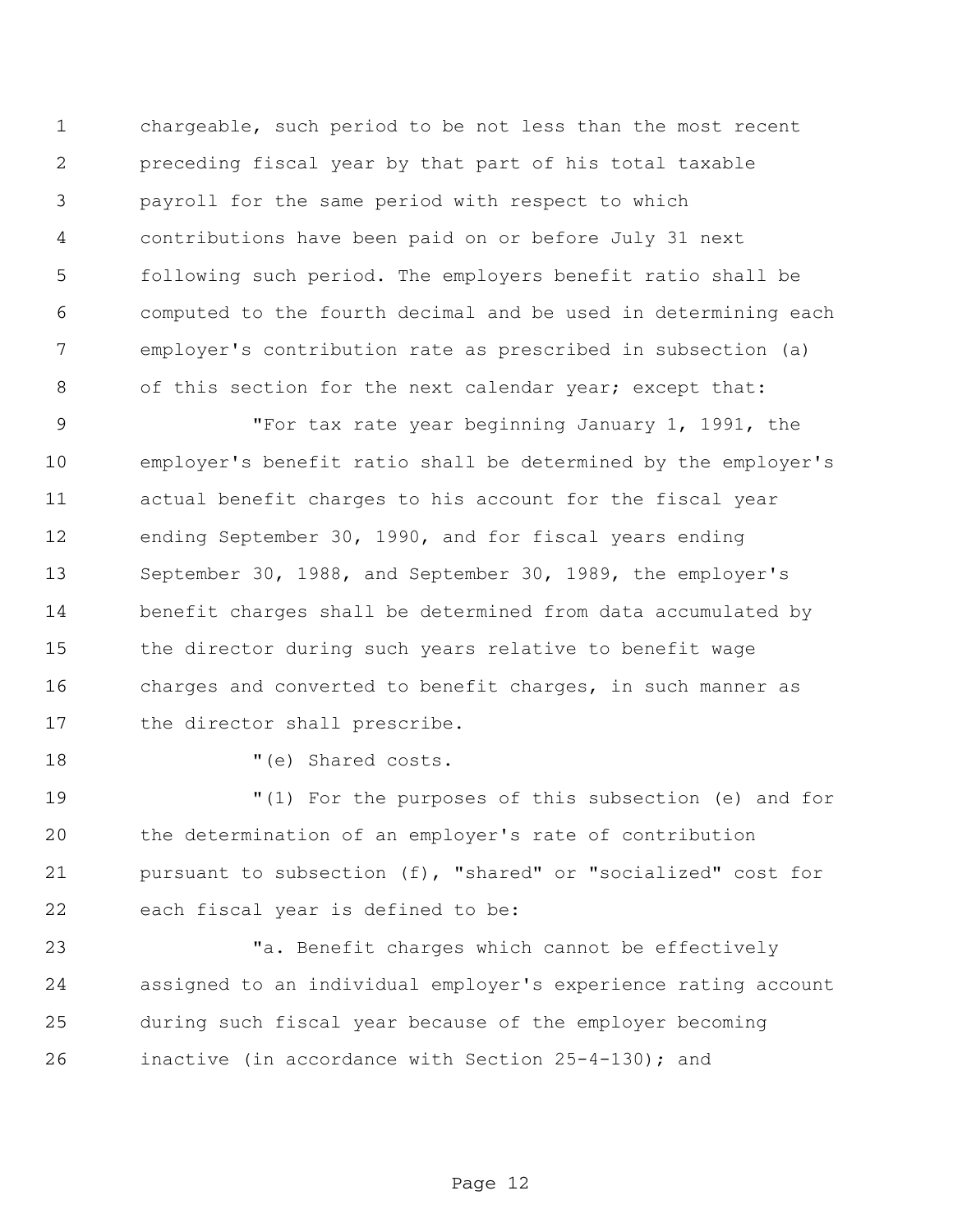chargeable, such period to be not less than the most recent preceding fiscal year by that part of his total taxable payroll for the same period with respect to which contributions have been paid on or before July 31 next following such period. The employers benefit ratio shall be computed to the fourth decimal and be used in determining each employer's contribution rate as prescribed in subsection (a) of this section for the next calendar year; except that:

"For tax rate year beginning January 1, 1991, the employer's benefit ratio shall be determined by the employer's actual benefit charges to his account for the fiscal year ending September 30, 1990, and for fiscal years ending September 30, 1988, and September 30, 1989, the employer's benefit charges shall be determined from data accumulated by the director during such years relative to benefit wage charges and converted to benefit charges, in such manner as the director shall prescribe.

"(e) Shared costs.

"(1) For the purposes of this subsection (e) and for the determination of an employer's rate of contribution pursuant to subsection (f), "shared" or "socialized" cost for each fiscal year is defined to be:

"a. Benefit charges which cannot be effectively assigned to an individual employer's experience rating account during such fiscal year because of the employer becoming inactive (in accordance with Section 25-4-130); and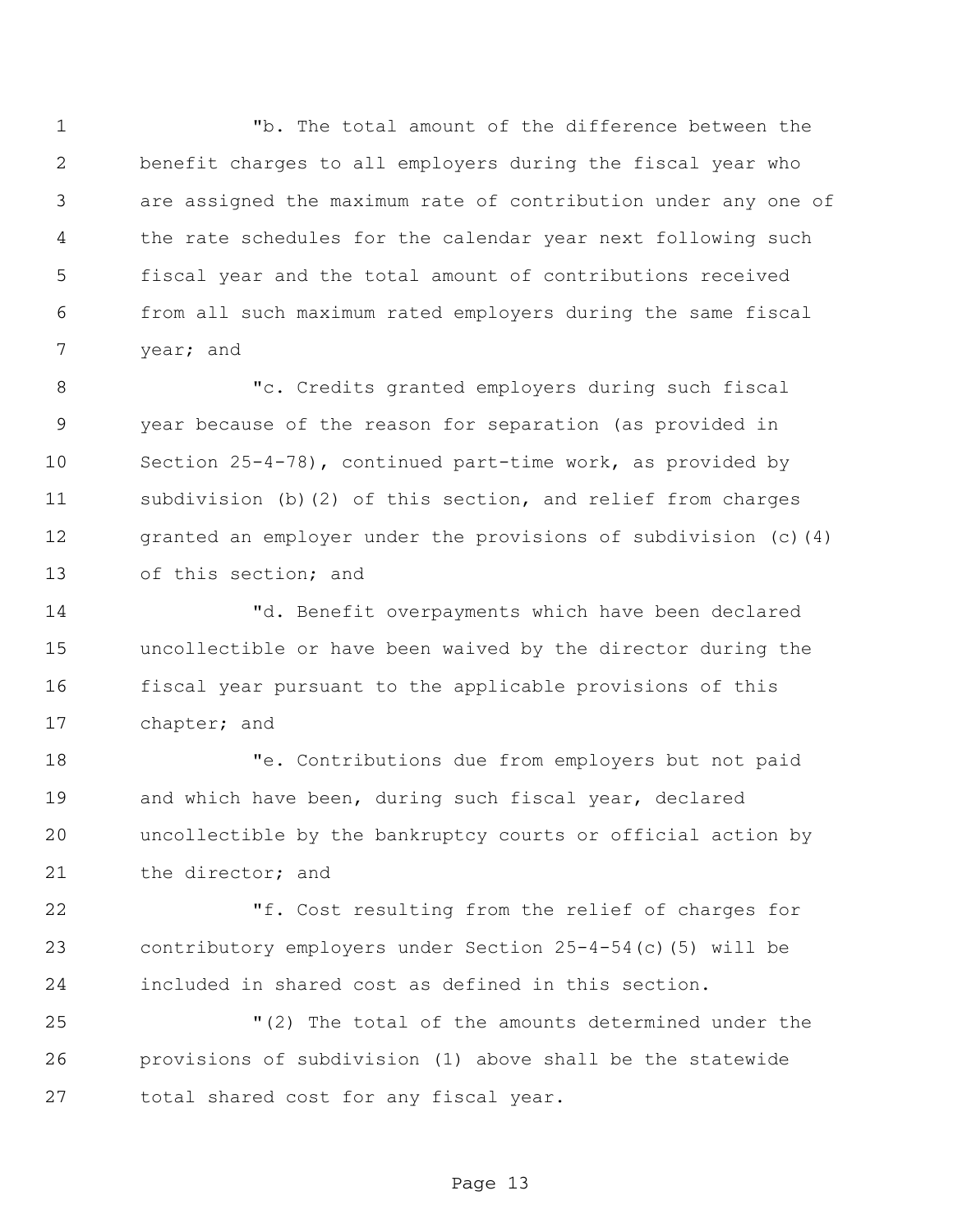"b. The total amount of the difference between the benefit charges to all employers during the fiscal year who are assigned the maximum rate of contribution under any one of the rate schedules for the calendar year next following such fiscal year and the total amount of contributions received from all such maximum rated employers during the same fiscal year; and

"c. Credits granted employers during such fiscal year because of the reason for separation (as provided in Section 25-4-78), continued part-time work, as provided by subdivision (b)(2) of this section, and relief from charges granted an employer under the provisions of subdivision (c)(4) of this section; and

"d. Benefit overpayments which have been declared uncollectible or have been waived by the director during the fiscal year pursuant to the applicable provisions of this chapter; and

"e. Contributions due from employers but not paid and which have been, during such fiscal year, declared uncollectible by the bankruptcy courts or official action by the director; and

"f. Cost resulting from the relief of charges for contributory employers under Section 25-4-54(c)(5) will be included in shared cost as defined in this section.

"(2) The total of the amounts determined under the provisions of subdivision (1) above shall be the statewide total shared cost for any fiscal year.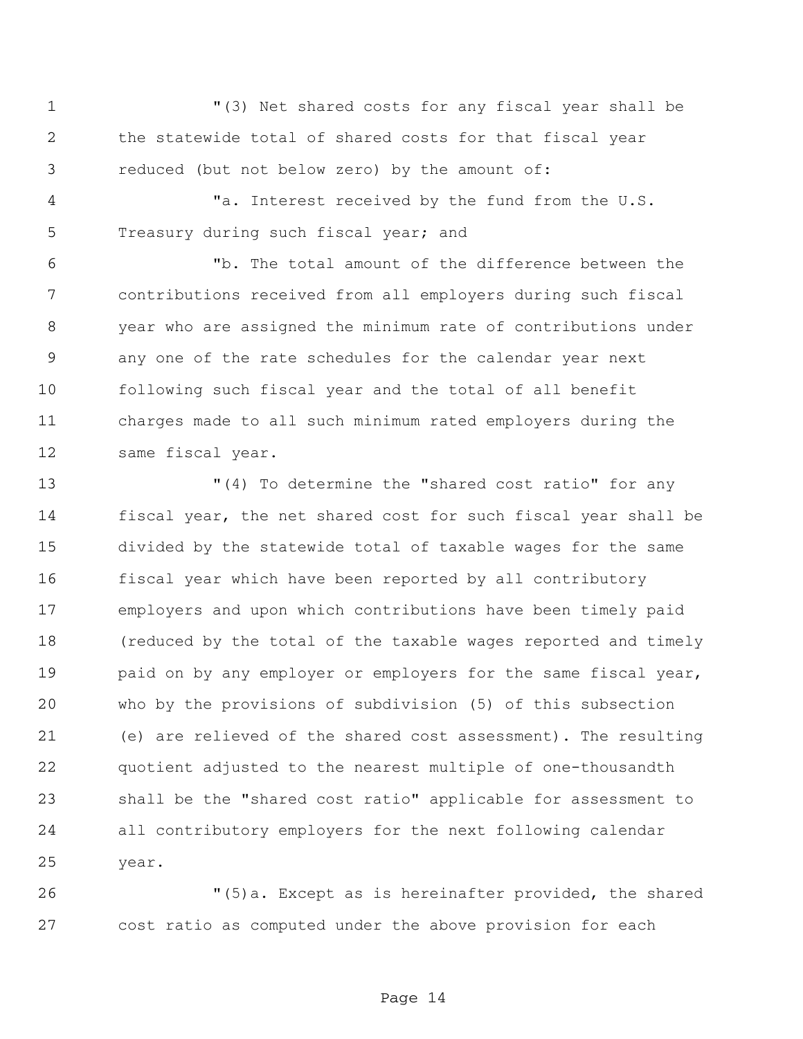"(3) Net shared costs for any fiscal year shall be the statewide total of shared costs for that fiscal year reduced (but not below zero) by the amount of:

"a. Interest received by the fund from the U.S. Treasury during such fiscal year; and

"b. The total amount of the difference between the contributions received from all employers during such fiscal year who are assigned the minimum rate of contributions under any one of the rate schedules for the calendar year next following such fiscal year and the total of all benefit charges made to all such minimum rated employers during the same fiscal year.

"(4) To determine the "shared cost ratio" for any fiscal year, the net shared cost for such fiscal year shall be divided by the statewide total of taxable wages for the same fiscal year which have been reported by all contributory employers and upon which contributions have been timely paid (reduced by the total of the taxable wages reported and timely paid on by any employer or employers for the same fiscal year, who by the provisions of subdivision (5) of this subsection (e) are relieved of the shared cost assessment). The resulting quotient adjusted to the nearest multiple of one-thousandth shall be the "shared cost ratio" applicable for assessment to all contributory employers for the next following calendar year.

"(5)a. Except as is hereinafter provided, the shared cost ratio as computed under the above provision for each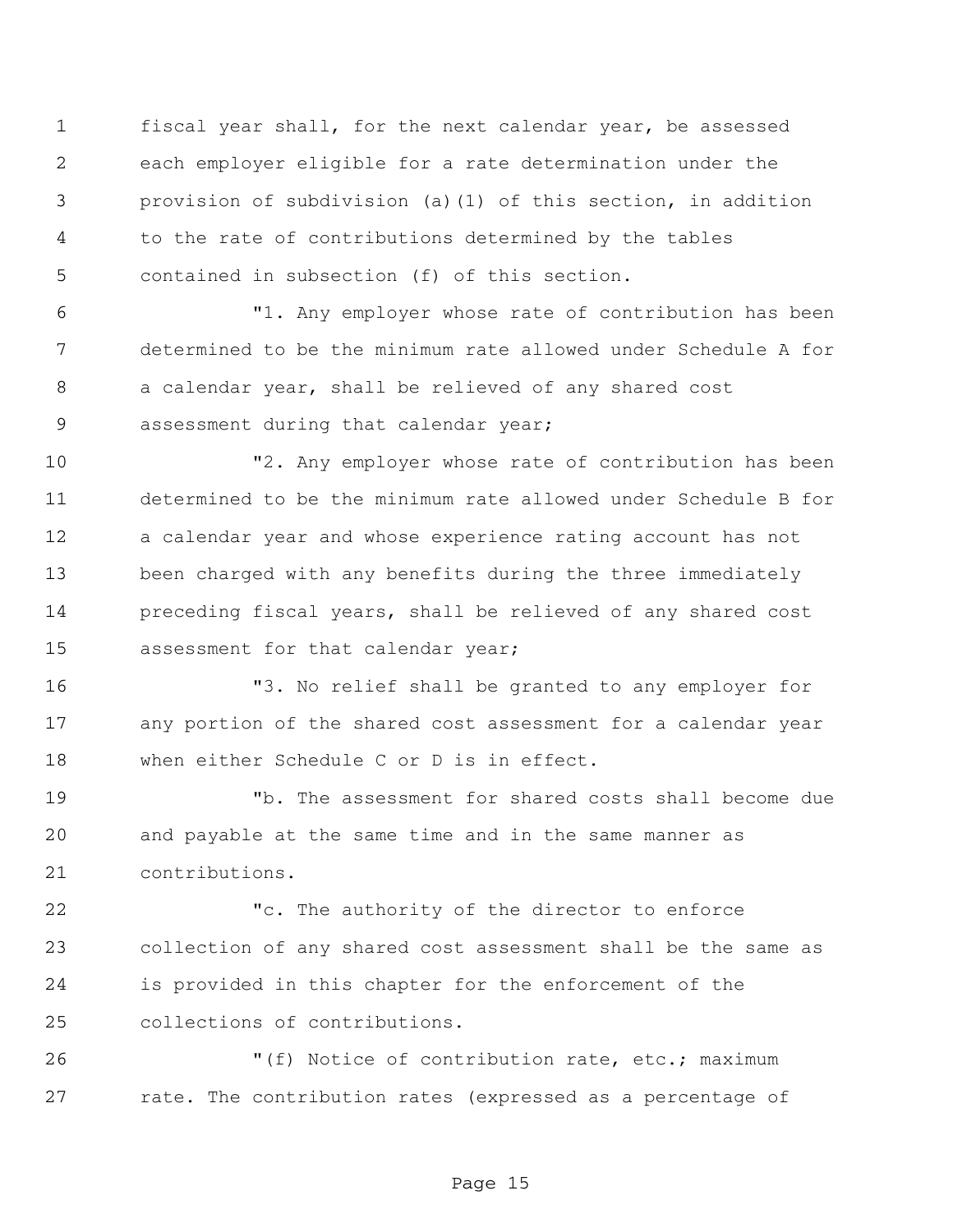fiscal year shall, for the next calendar year, be assessed each employer eligible for a rate determination under the provision of subdivision (a)(1) of this section, in addition to the rate of contributions determined by the tables contained in subsection (f) of this section.

"1. Any employer whose rate of contribution has been determined to be the minimum rate allowed under Schedule A for a calendar year, shall be relieved of any shared cost assessment during that calendar year;

"2. Any employer whose rate of contribution has been determined to be the minimum rate allowed under Schedule B for a calendar year and whose experience rating account has not been charged with any benefits during the three immediately preceding fiscal years, shall be relieved of any shared cost assessment for that calendar year;

"3. No relief shall be granted to any employer for any portion of the shared cost assessment for a calendar year when either Schedule C or D is in effect.

"b. The assessment for shared costs shall become due and payable at the same time and in the same manner as contributions.

"c. The authority of the director to enforce collection of any shared cost assessment shall be the same as is provided in this chapter for the enforcement of the collections of contributions.

"(f) Notice of contribution rate, etc.; maximum rate. The contribution rates (expressed as a percentage of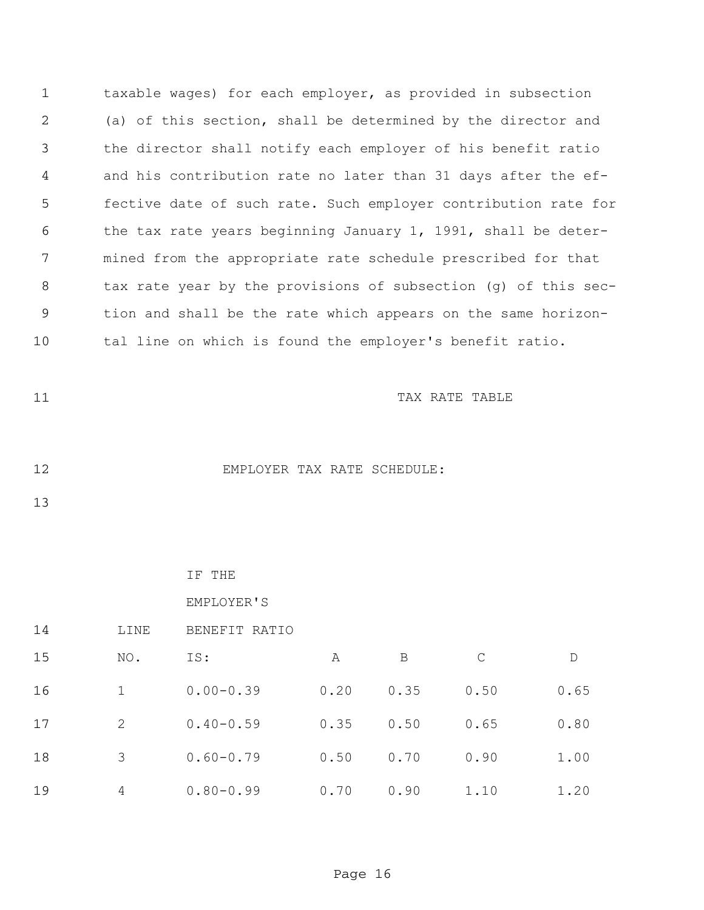taxable wages) for each employer, as provided in subsection (a) of this section, shall be determined by the director and the director shall notify each employer of his benefit ratio and his contribution rate no later than 31 days after the effective date of such rate. Such employer contribution rate for the tax rate years beginning January 1, 1991, shall be determined from the appropriate rate schedule prescribed for that tax rate year by the provisions of subsection (g) of this section and shall be the rate which appears on the same horizontal line on which is found the employer's benefit ratio.

TAX RATE TABLE

EMPLOYER TAX RATE SCHEDULE:

| LINE NO. | IF THE EMPLOYER'S BENEFIT RATIO IS: | A | B | C | D |
|---|---|---|---|---|---|
| 1 | 0.00-0.39 | 0.20 | 0.35 | 0.50 | 0.65 |
| 2 | 0.40-0.59 | 0.35 | 0.50 | 0.65 | 0.80 |
| 3 | 0.60-0.79 | 0.50 | 0.70 | 0.90 | 1.00 |
| 4 | 0.80-0.99 | 0.70 | 0.90 | 1.10 | 1.20 |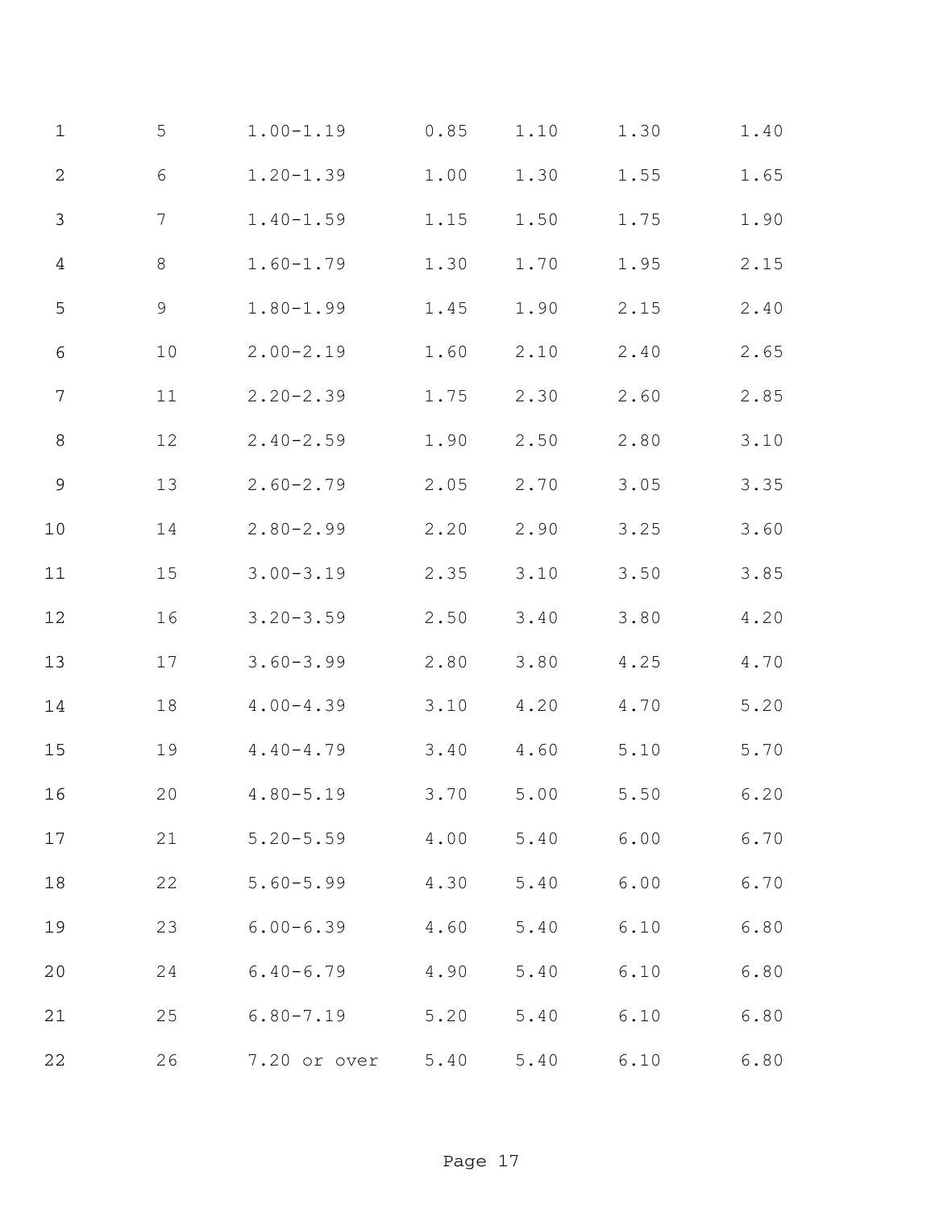| | | | | | |
|---|---|---|---|---|---|
| 5 | 1.00-1.19 | 0.85 | 1.10 | 1.30 | 1.40 |
| 6 | 1.20-1.39 | 1.00 | 1.30 | 1.55 | 1.65 |
| 7 | 1.40-1.59 | 1.15 | 1.50 | 1.75 | 1.90 |
| 8 | 1.60-1.79 | 1.30 | 1.70 | 1.95 | 2.15 |
| 9 | 1.80-1.99 | 1.45 | 1.90 | 2.15 | 2.40 |
| 10 | 2.00-2.19 | 1.60 | 2.10 | 2.40 | 2.65 |
| 11 | 2.20-2.39 | 1.75 | 2.30 | 2.60 | 2.85 |
| 12 | 2.40-2.59 | 1.90 | 2.50 | 2.80 | 3.10 |
| 13 | 2.60-2.79 | 2.05 | 2.70 | 3.05 | 3.35 |
| 14 | 2.80-2.99 | 2.20 | 2.90 | 3.25 | 3.60 |
| 15 | 3.00-3.19 | 2.35 | 3.10 | 3.50 | 3.85 |
| 16 | 3.20-3.59 | 2.50 | 3.40 | 3.80 | 4.20 |
| 17 | 3.60-3.99 | 2.80 | 3.80 | 4.25 | 4.70 |
| 18 | 4.00-4.39 | 3.10 | 4.20 | 4.70 | 5.20 |
| 19 | 4.40-4.79 | 3.40 | 4.60 | 5.10 | 5.70 |
| 20 | 4.80-5.19 | 3.70 | 5.00 | 5.50 | 6.20 |
| 21 | 5.20-5.59 | 4.00 | 5.40 | 6.00 | 6.70 |
| 22 | 5.60-5.99 | 4.30 | 5.40 | 6.00 | 6.70 |
| 23 | 6.00-6.39 | 4.60 | 5.40 | 6.10 | 6.80 |
| 24 | 6.40-6.79 | 4.90 | 5.40 | 6.10 | 6.80 |
| 25 | 6.80-7.19 | 5.20 | 5.40 | 6.10 | 6.80 |
| 26 | 7.20 or over | 5.40 | 5.40 | 6.10 | 6.80 |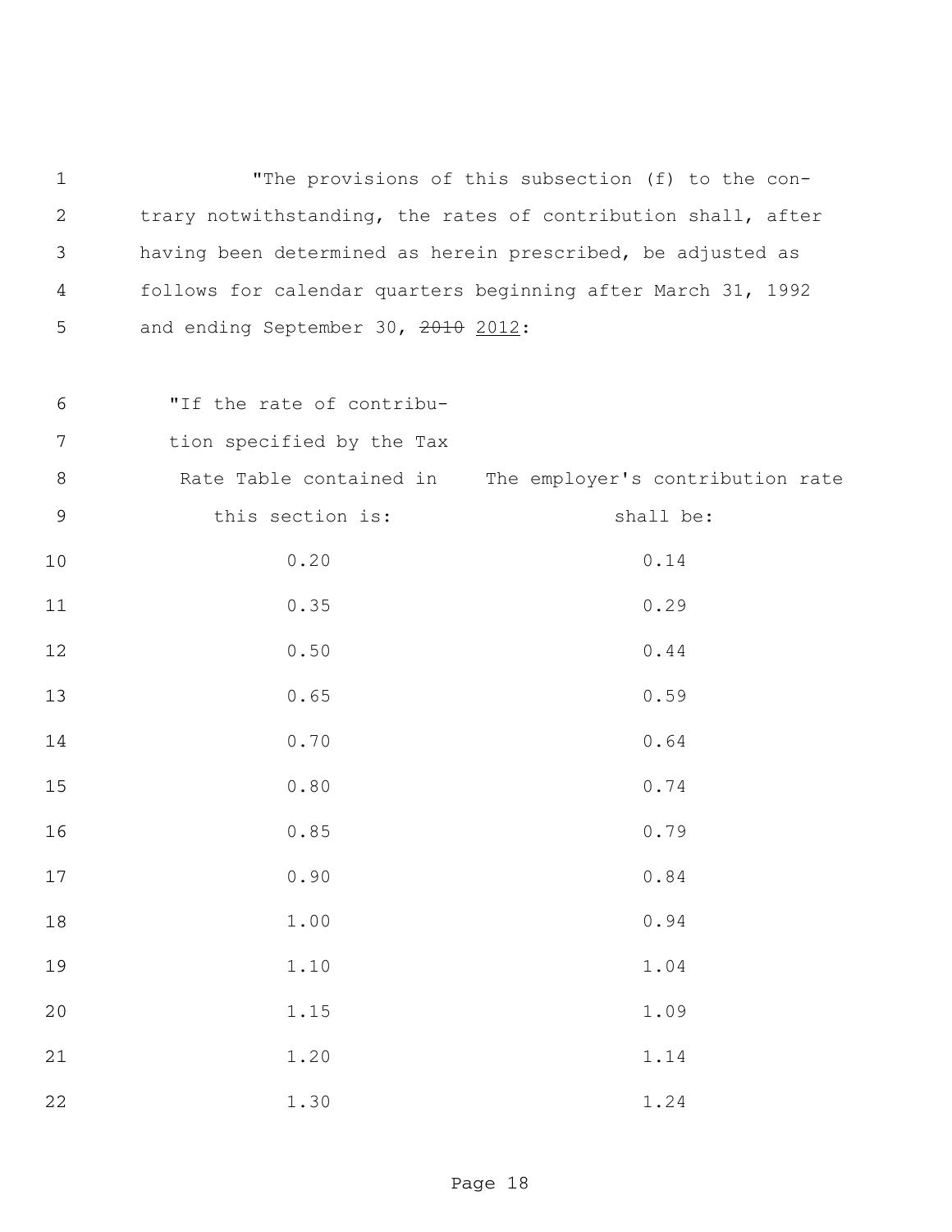"The provisions of this subsection (f) to the contrary notwithstanding, the rates of contribution shall, after having been determined as herein prescribed, be adjusted as follows for calendar quarters beginning after March 31, 1992 and ending September 30, ~~2010~~ <u>2012</u>:

| "If the rate of contribution specified by the Tax Rate Table contained in this section is: | The employer's contribution rate shall be: |
|---|---|
| 0.20 | 0.14 |
| 0.35 | 0.29 |
| 0.50 | 0.44 |
| 0.65 | 0.59 |
| 0.70 | 0.64 |
| 0.80 | 0.74 |
| 0.85 | 0.79 |
| 0.90 | 0.84 |
| 1.00 | 0.94 |
| 1.10 | 1.04 |
| 1.15 | 1.09 |
| 1.20 | 1.14 |
| 1.30 | 1.24 |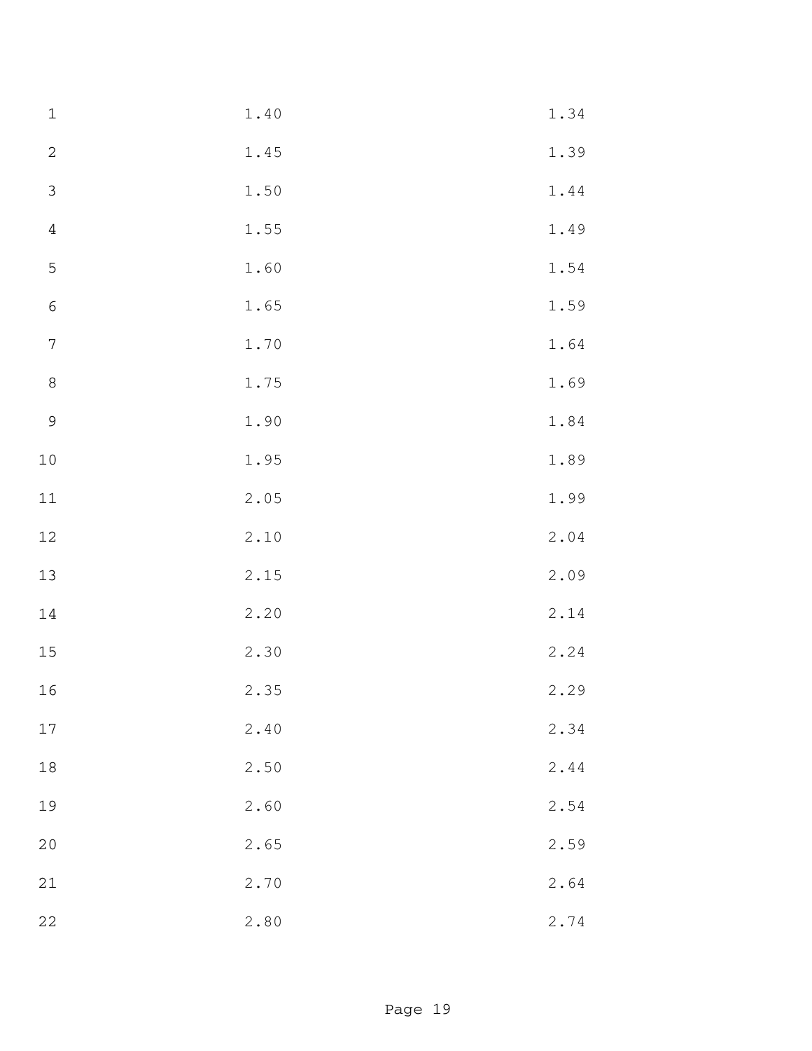| | | |
|---|---|---|
| 1 | 1.40 | 1.34 |
| 2 | 1.45 | 1.39 |
| 3 | 1.50 | 1.44 |
| 4 | 1.55 | 1.49 |
| 5 | 1.60 | 1.54 |
| 6 | 1.65 | 1.59 |
| 7 | 1.70 | 1.64 |
| 8 | 1.75 | 1.69 |
| 9 | 1.90 | 1.84 |
| 10 | 1.95 | 1.89 |
| 11 | 2.05 | 1.99 |
| 12 | 2.10 | 2.04 |
| 13 | 2.15 | 2.09 |
| 14 | 2.20 | 2.14 |
| 15 | 2.30 | 2.24 |
| 16 | 2.35 | 2.29 |
| 17 | 2.40 | 2.34 |
| 18 | 2.50 | 2.44 |
| 19 | 2.60 | 2.54 |
| 20 | 2.65 | 2.59 |
| 21 | 2.70 | 2.64 |
| 22 | 2.80 | 2.74 |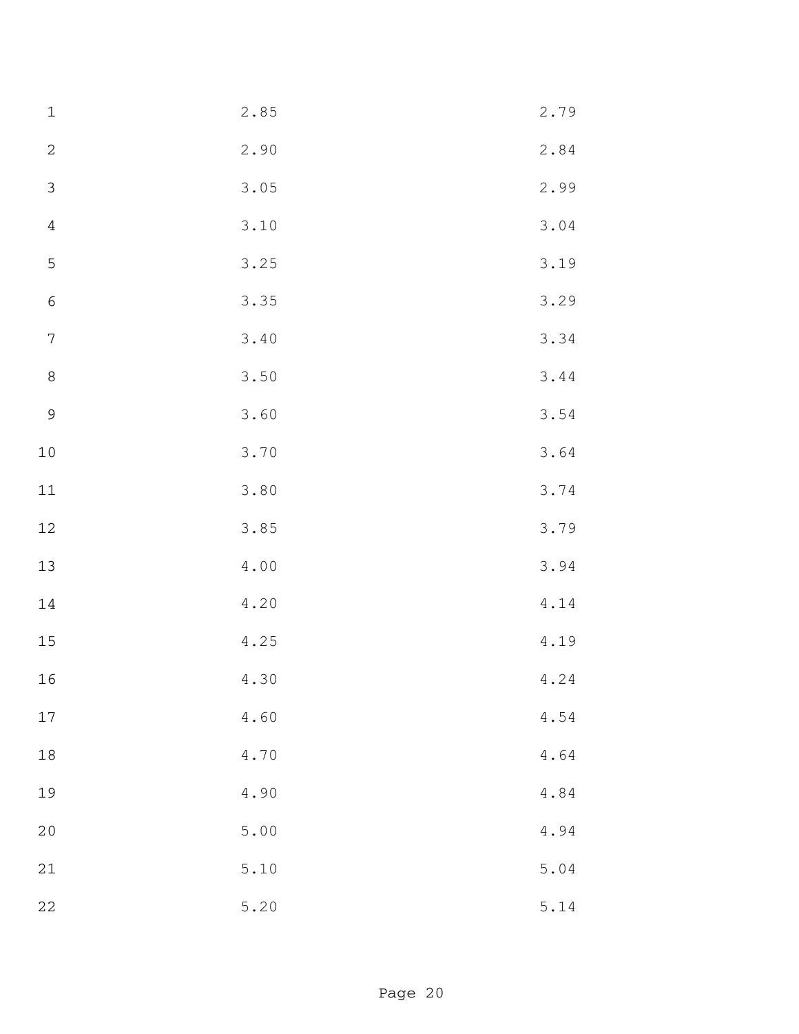2.85 2.79

2.90 2.84

3.05 2.99

3.10 3.04

3.25 3.19

3.35 3.29

3.40 3.34

3.50 3.44

3.60 3.54

3.70 3.64

3.80 3.74

3.85 3.79

4.00 3.94

4.20 4.14

4.25 4.19

4.30 4.24

4.60 4.54

4.70 4.64

4.90 4.84

5.00 4.94

5.10 5.04

5.20 5.14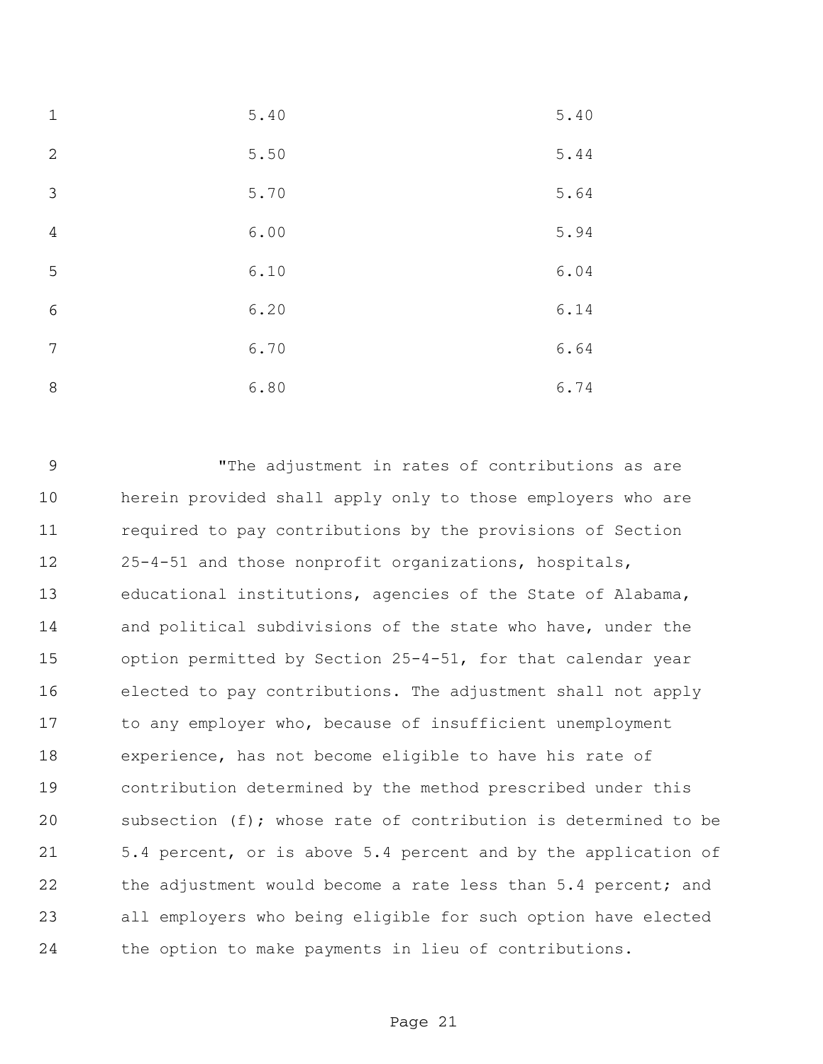| | |
|---|---|
| 5.40 | 5.40 |
| 5.50 | 5.44 |
| 5.70 | 5.64 |
| 6.00 | 5.94 |
| 6.10 | 6.04 |
| 6.20 | 6.14 |
| 6.70 | 6.64 |
| 6.80 | 6.74 |

"The adjustment in rates of contributions as are herein provided shall apply only to those employers who are required to pay contributions by the provisions of Section 25-4-51 and those nonprofit organizations, hospitals, educational institutions, agencies of the State of Alabama, and political subdivisions of the state who have, under the option permitted by Section 25-4-51, for that calendar year elected to pay contributions. The adjustment shall not apply to any employer who, because of insufficient unemployment experience, has not become eligible to have his rate of contribution determined by the method prescribed under this subsection (f); whose rate of contribution is determined to be 5.4 percent, or is above 5.4 percent and by the application of the adjustment would become a rate less than 5.4 percent; and all employers who being eligible for such option have elected the option to make payments in lieu of contributions.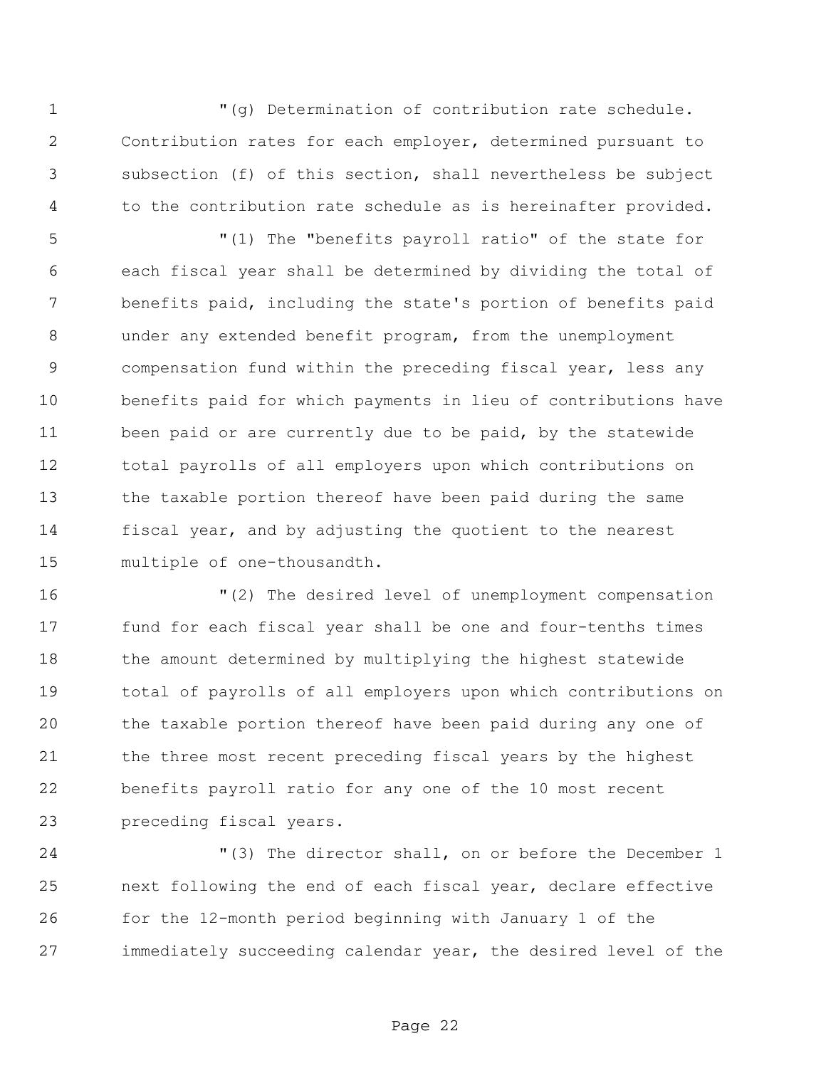"(g) Determination of contribution rate schedule. Contribution rates for each employer, determined pursuant to subsection (f) of this section, shall nevertheless be subject to the contribution rate schedule as is hereinafter provided.

"(1) The "benefits payroll ratio" of the state for each fiscal year shall be determined by dividing the total of benefits paid, including the state's portion of benefits paid under any extended benefit program, from the unemployment compensation fund within the preceding fiscal year, less any benefits paid for which payments in lieu of contributions have been paid or are currently due to be paid, by the statewide total payrolls of all employers upon which contributions on the taxable portion thereof have been paid during the same fiscal year, and by adjusting the quotient to the nearest multiple of one-thousandth.

"(2) The desired level of unemployment compensation fund for each fiscal year shall be one and four-tenths times the amount determined by multiplying the highest statewide total of payrolls of all employers upon which contributions on the taxable portion thereof have been paid during any one of the three most recent preceding fiscal years by the highest benefits payroll ratio for any one of the 10 most recent preceding fiscal years.

"(3) The director shall, on or before the December 1 next following the end of each fiscal year, declare effective for the 12-month period beginning with January 1 of the immediately succeeding calendar year, the desired level of the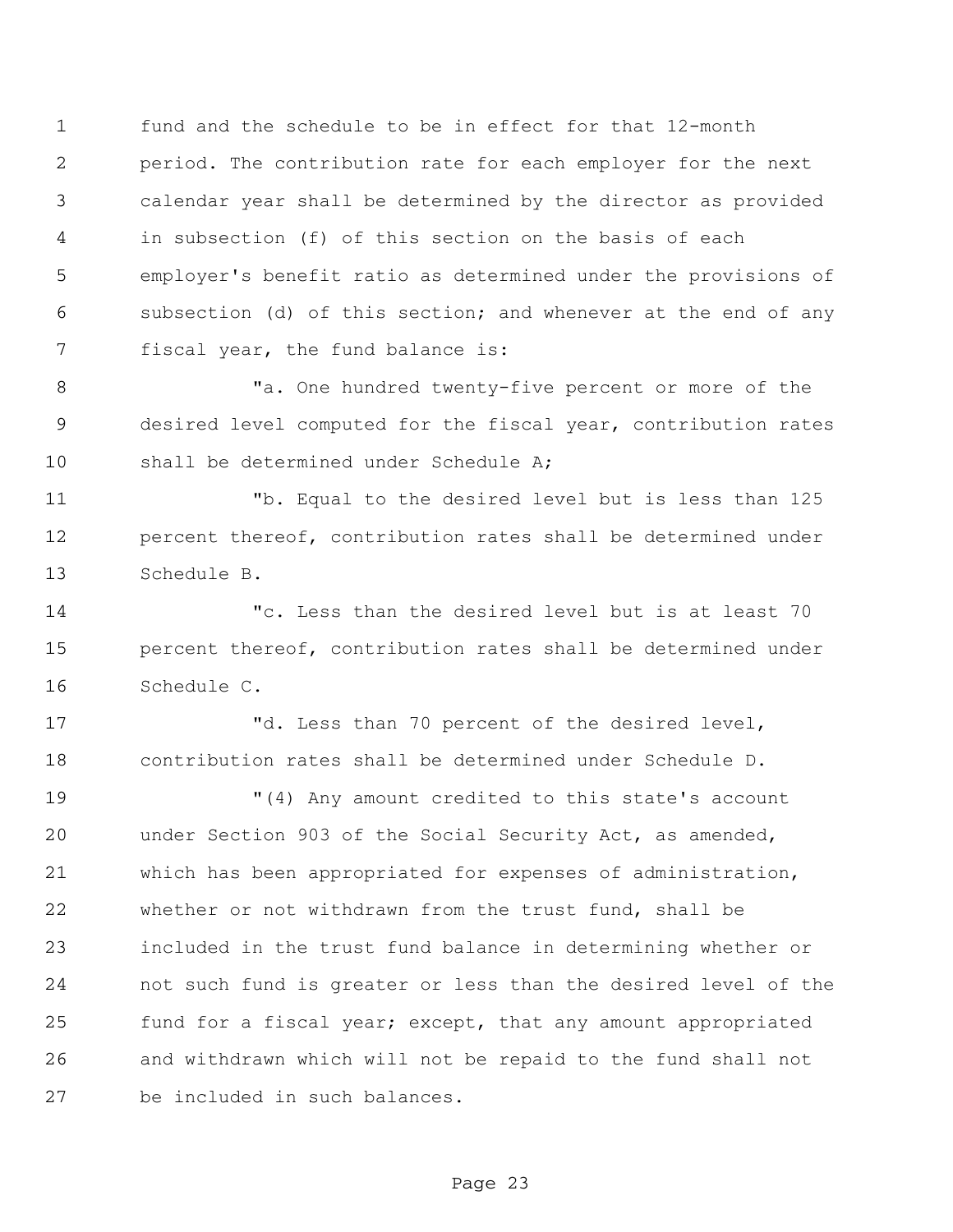fund and the schedule to be in effect for that 12-month period. The contribution rate for each employer for the next calendar year shall be determined by the director as provided in subsection (f) of this section on the basis of each employer's benefit ratio as determined under the provisions of subsection (d) of this section; and whenever at the end of any fiscal year, the fund balance is:

"a. One hundred twenty-five percent or more of the desired level computed for the fiscal year, contribution rates shall be determined under Schedule A;

"b. Equal to the desired level but is less than 125 percent thereof, contribution rates shall be determined under Schedule B.

"c. Less than the desired level but is at least 70 percent thereof, contribution rates shall be determined under Schedule C.

"d. Less than 70 percent of the desired level, contribution rates shall be determined under Schedule D.

"(4) Any amount credited to this state's account under Section 903 of the Social Security Act, as amended, which has been appropriated for expenses of administration, whether or not withdrawn from the trust fund, shall be included in the trust fund balance in determining whether or not such fund is greater or less than the desired level of the fund for a fiscal year; except, that any amount appropriated and withdrawn which will not be repaid to the fund shall not be included in such balances.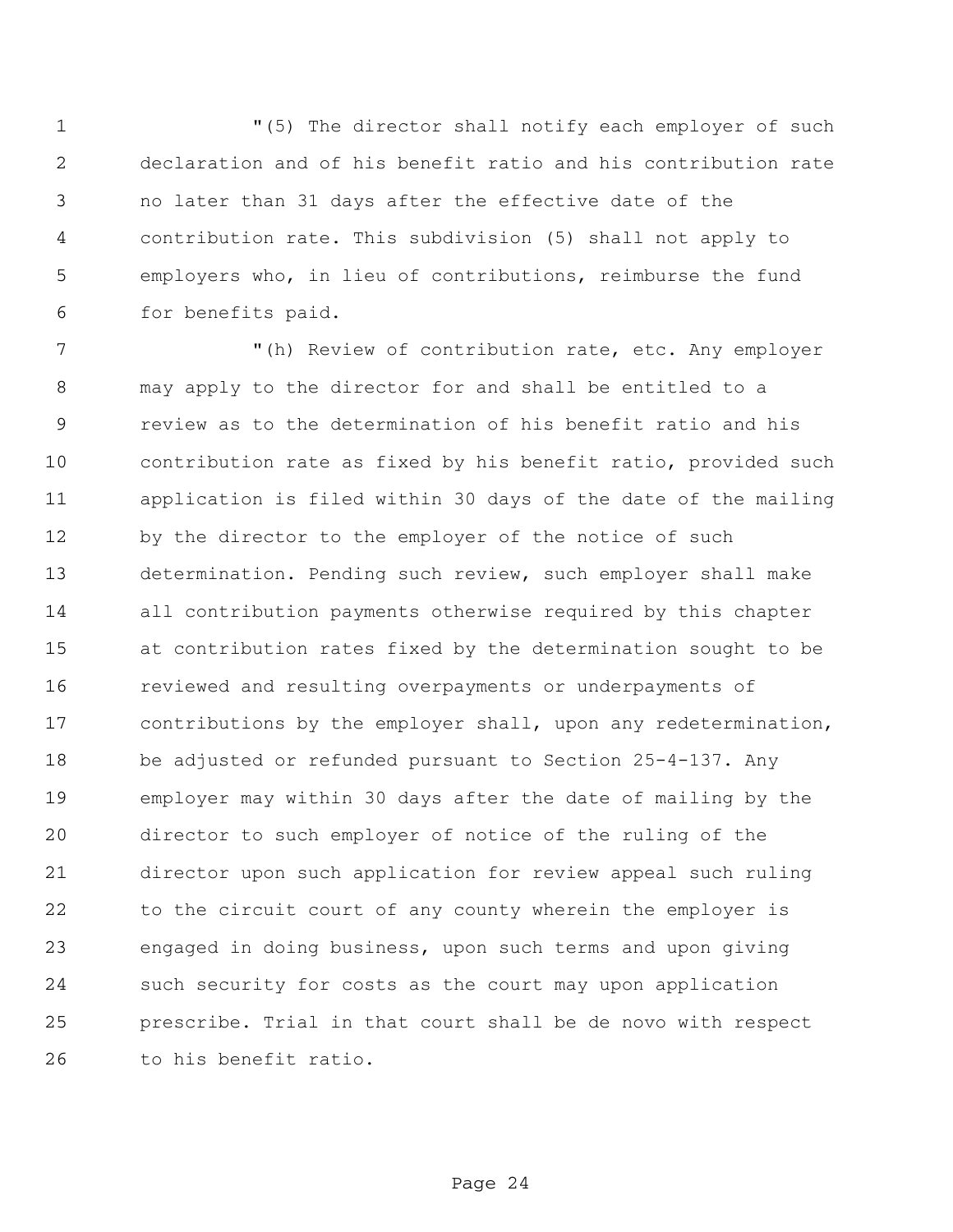"(5) The director shall notify each employer of such declaration and of his benefit ratio and his contribution rate no later than 31 days after the effective date of the contribution rate. This subdivision (5) shall not apply to employers who, in lieu of contributions, reimburse the fund for benefits paid.

"(h) Review of contribution rate, etc. Any employer may apply to the director for and shall be entitled to a review as to the determination of his benefit ratio and his contribution rate as fixed by his benefit ratio, provided such application is filed within 30 days of the date of the mailing by the director to the employer of the notice of such determination. Pending such review, such employer shall make all contribution payments otherwise required by this chapter at contribution rates fixed by the determination sought to be reviewed and resulting overpayments or underpayments of contributions by the employer shall, upon any redetermination, be adjusted or refunded pursuant to Section 25-4-137. Any employer may within 30 days after the date of mailing by the director to such employer of notice of the ruling of the director upon such application for review appeal such ruling to the circuit court of any county wherein the employer is engaged in doing business, upon such terms and upon giving such security for costs as the court may upon application prescribe. Trial in that court shall be de novo with respect to his benefit ratio.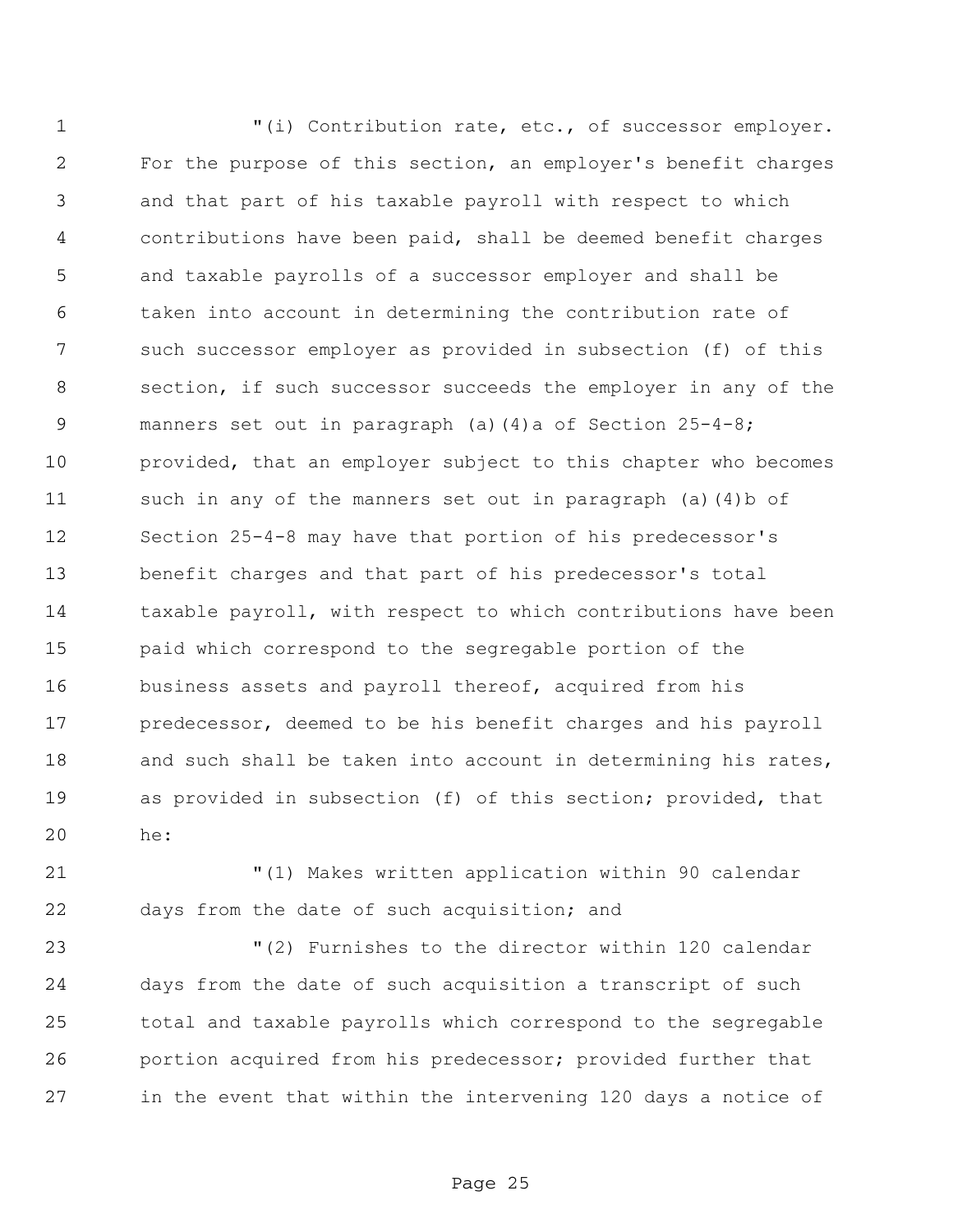"(i) Contribution rate, etc., of successor employer. For the purpose of this section, an employer's benefit charges and that part of his taxable payroll with respect to which contributions have been paid, shall be deemed benefit charges and taxable payrolls of a successor employer and shall be taken into account in determining the contribution rate of such successor employer as provided in subsection (f) of this section, if such successor succeeds the employer in any of the manners set out in paragraph (a)(4)a of Section 25-4-8; provided, that an employer subject to this chapter who becomes such in any of the manners set out in paragraph (a)(4)b of Section 25-4-8 may have that portion of his predecessor's benefit charges and that part of his predecessor's total taxable payroll, with respect to which contributions have been paid which correspond to the segregable portion of the business assets and payroll thereof, acquired from his predecessor, deemed to be his benefit charges and his payroll and such shall be taken into account in determining his rates, as provided in subsection (f) of this section; provided, that he:

"(1) Makes written application within 90 calendar days from the date of such acquisition; and

"(2) Furnishes to the director within 120 calendar days from the date of such acquisition a transcript of such total and taxable payrolls which correspond to the segregable portion acquired from his predecessor; provided further that in the event that within the intervening 120 days a notice of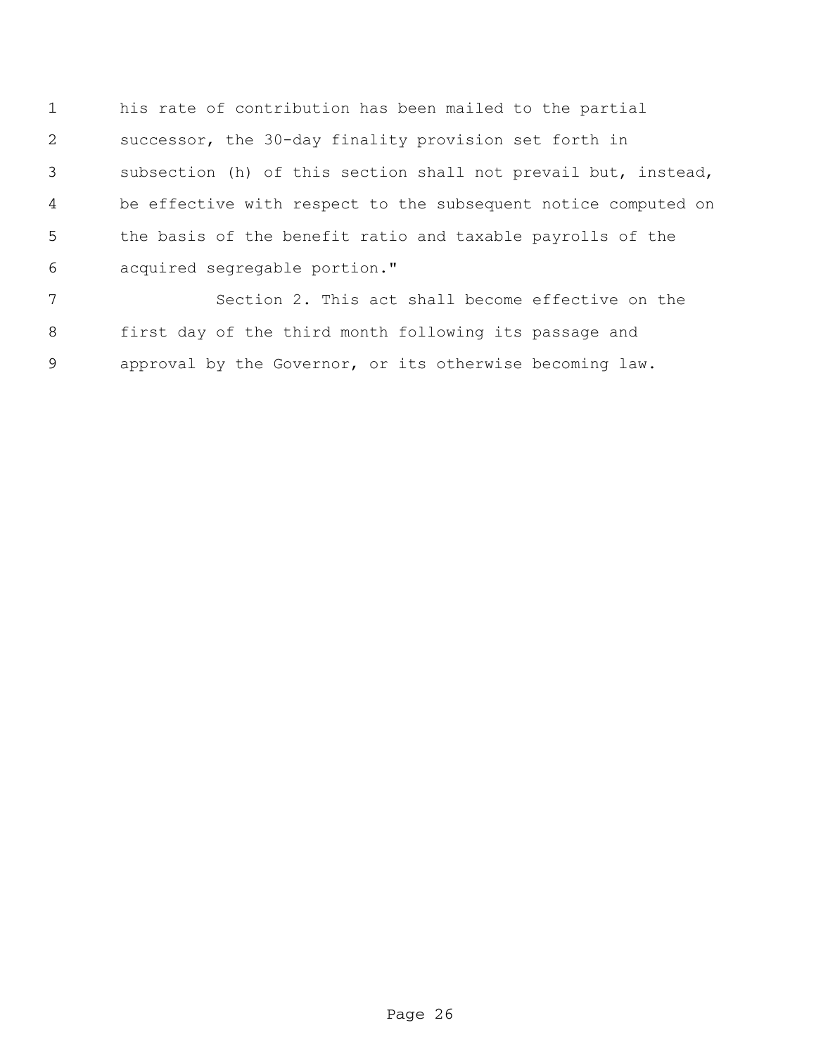his rate of contribution has been mailed to the partial successor, the 30-day finality provision set forth in subsection (h) of this section shall not prevail but, instead, be effective with respect to the subsequent notice computed on the basis of the benefit ratio and taxable payrolls of the acquired segregable portion."

Section 2. This act shall become effective on the first day of the third month following its passage and approval by the Governor, or its otherwise becoming law.